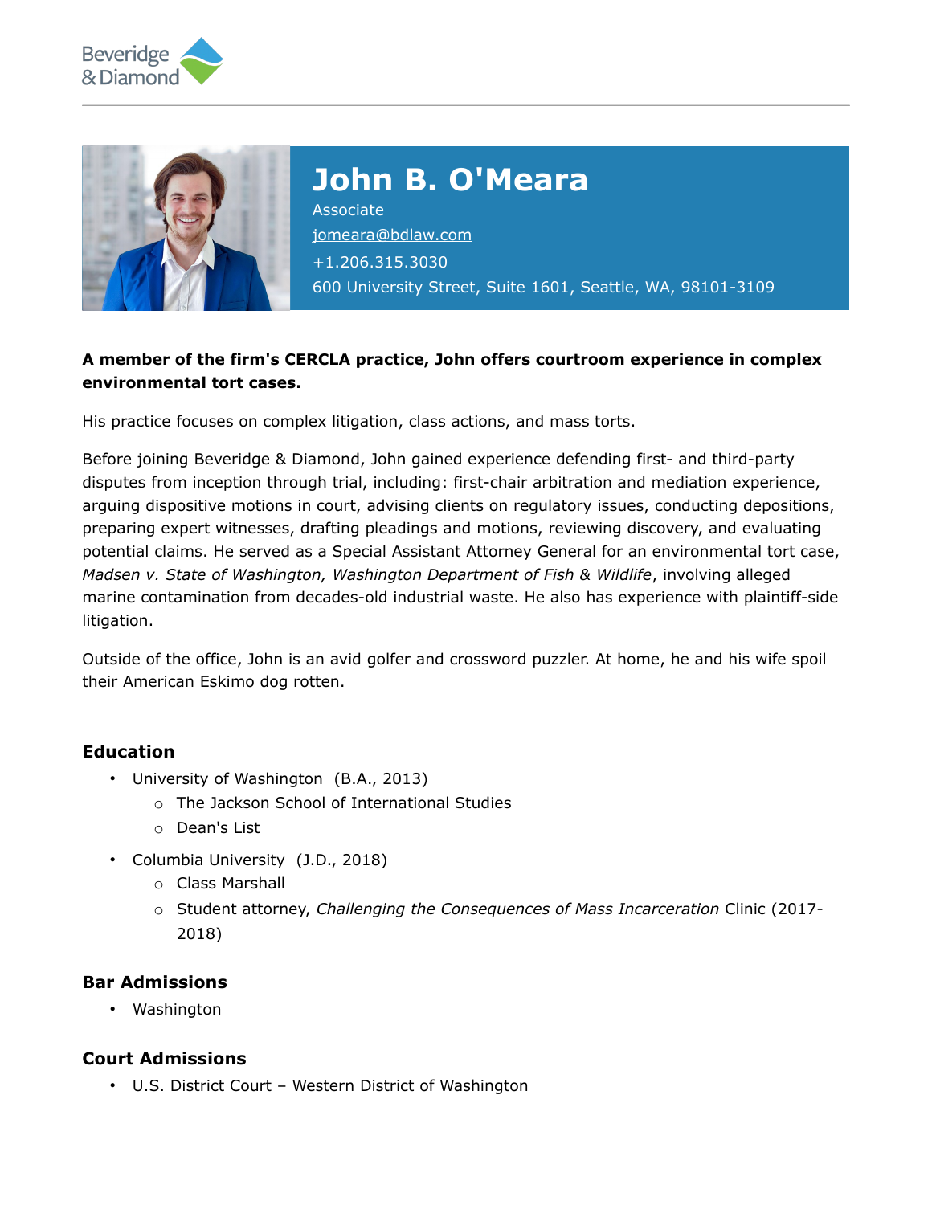# John B. O'Meara

Associate

jomeara@bdlaw.com

+1.206.315.3030

600 University Street, Suite 1601, Seattle, WA, 98101-3109

**A member of the firm's CERCLA practice, John offers courtroom experience in complex environmental tort cases.**

His practice focuses on complex litigation, class actions, and mass torts.

Before joining Beveridge & Diamond, John gained experience defending first- and third-party disputes from inception through trial, including: first-chair arbitration and mediation experience, arguing dispositive motions in court, advising clients on regulatory issues, conducting depositions, preparing expert witnesses, drafting pleadings and motions, reviewing discovery, and evaluating potential claims. He served as a Special Assistant Attorney General for an environmental tort case, *Madsen v. State of Washington, Washington Department of Fish & Wildlife*, involving alleged marine contamination from decades-old industrial waste. He also has experience with plaintiff-side litigation.

Outside of the office, John is an avid golfer and crossword puzzler. At home, he and his wife spoil their American Eskimo dog rotten.

## Education

- University of Washington (B.A., 2013)
  - The Jackson School of International Studies
  - Dean's List
- Columbia University (J.D., 2018)
  - Class Marshall
  - Student attorney, *Challenging the Consequences of Mass Incarceration* Clinic (2017-2018)

## Bar Admissions

- Washington

## Court Admissions

- U.S. District Court – Western District of Washington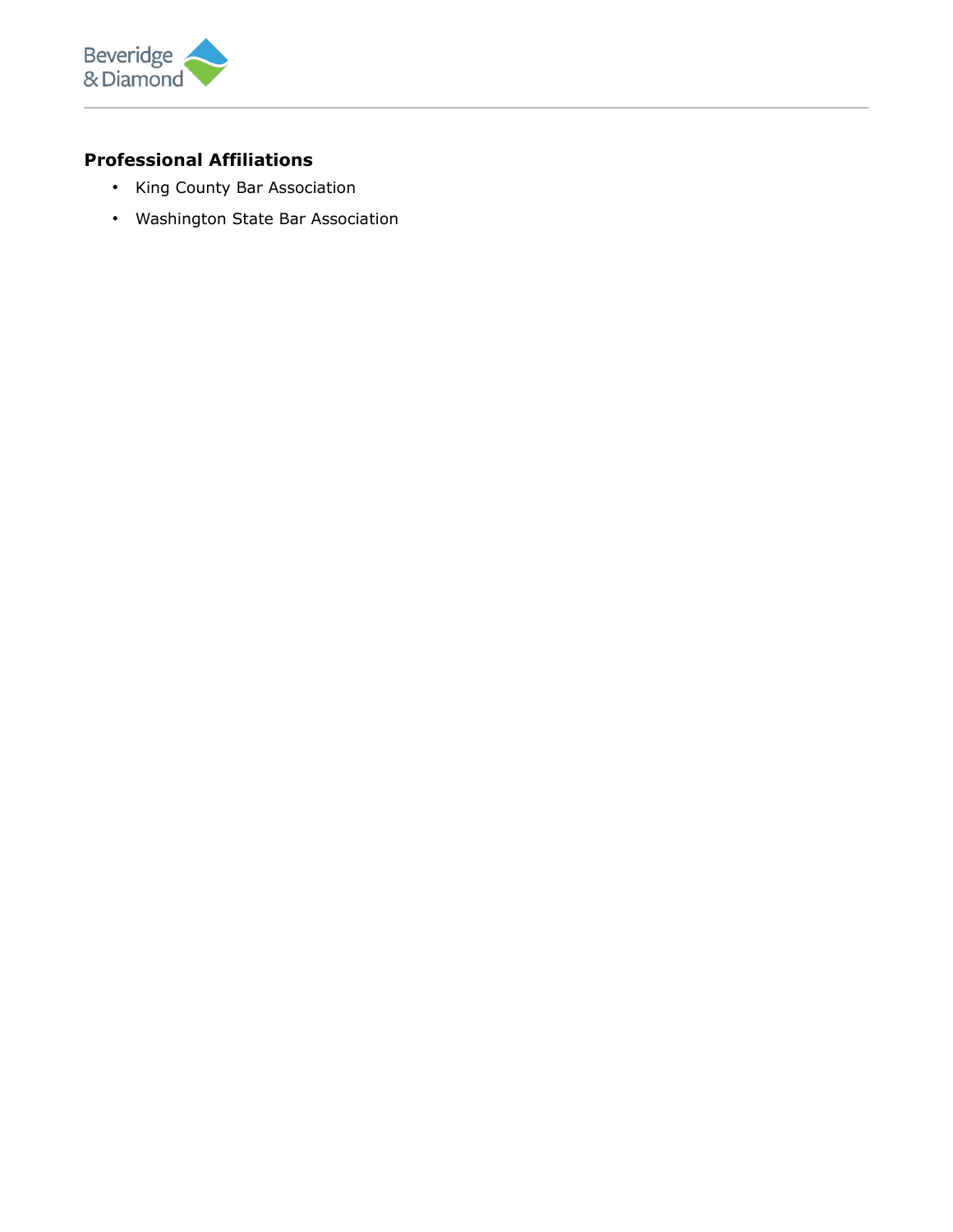### Professional Affiliations

- King County Bar Association
- Washington State Bar Association